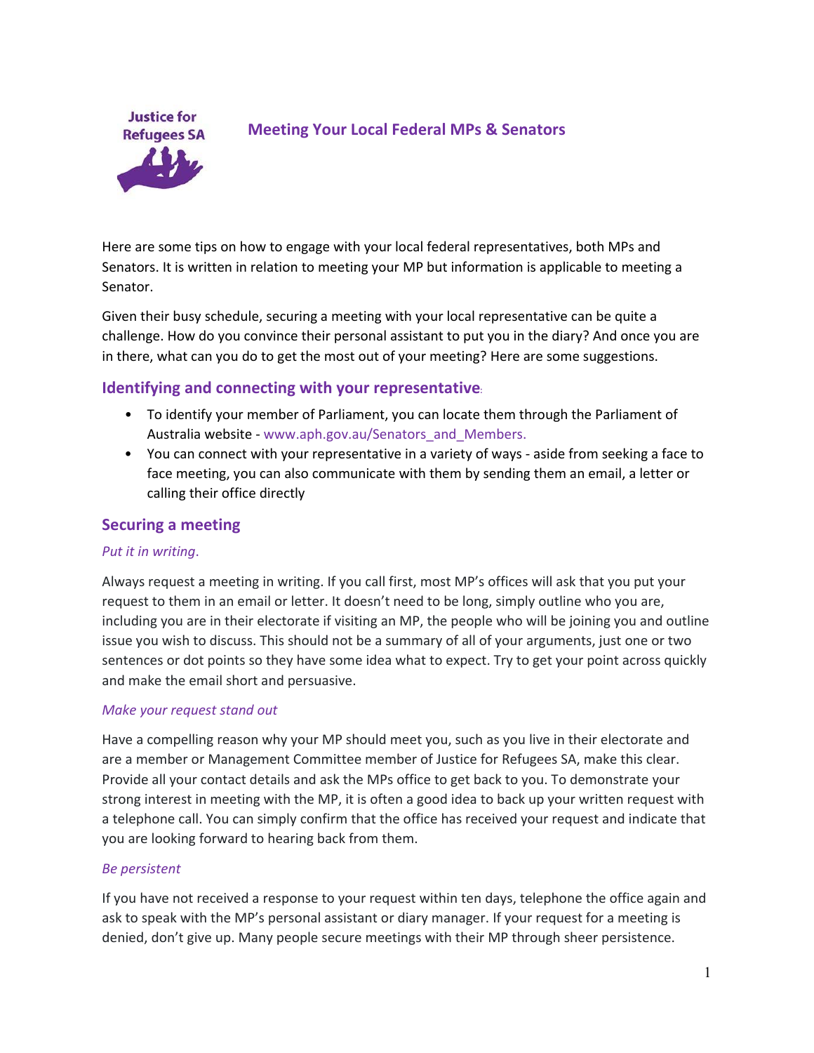Justice for Refugees SA

# Meeting Your Local Federal MPs & Senators

Here are some tips on how to engage with your local federal representatives, both MPs and Senators. It is written in relation to meeting your MP but information is applicable to meeting a Senator.

Given their busy schedule, securing a meeting with your local representative can be quite a challenge. How do you convince their personal assistant to put you in the diary? And once you are in there, what can you do to get the most out of your meeting? Here are some suggestions.

## Identifying and connecting with your representative:

- To identify your member of Parliament, you can locate them through the Parliament of Australia website - www.aph.gov.au/Senators_and_Members.
- You can connect with your representative in a variety of ways - aside from seeking a face to face meeting, you can also communicate with them by sending them an email, a letter or calling their office directly

## Securing a meeting

*Put it in writing.*

Always request a meeting in writing. If you call first, most MP's offices will ask that you put your request to them in an email or letter. It doesn't need to be long, simply outline who you are, including you are in their electorate if visiting an MP, the people who will be joining you and outline issue you wish to discuss. This should not be a summary of all of your arguments, just one or two sentences or dot points so they have some idea what to expect. Try to get your point across quickly and make the email short and persuasive.

*Make your request stand out*

Have a compelling reason why your MP should meet you, such as you live in their electorate and are a member or Management Committee member of Justice for Refugees SA, make this clear. Provide all your contact details and ask the MPs office to get back to you. To demonstrate your strong interest in meeting with the MP, it is often a good idea to back up your written request with a telephone call. You can simply confirm that the office has received your request and indicate that you are looking forward to hearing back from them.

*Be persistent*

If you have not received a response to your request within ten days, telephone the office again and ask to speak with the MP's personal assistant or diary manager. If your request for a meeting is denied, don't give up. Many people secure meetings with their MP through sheer persistence.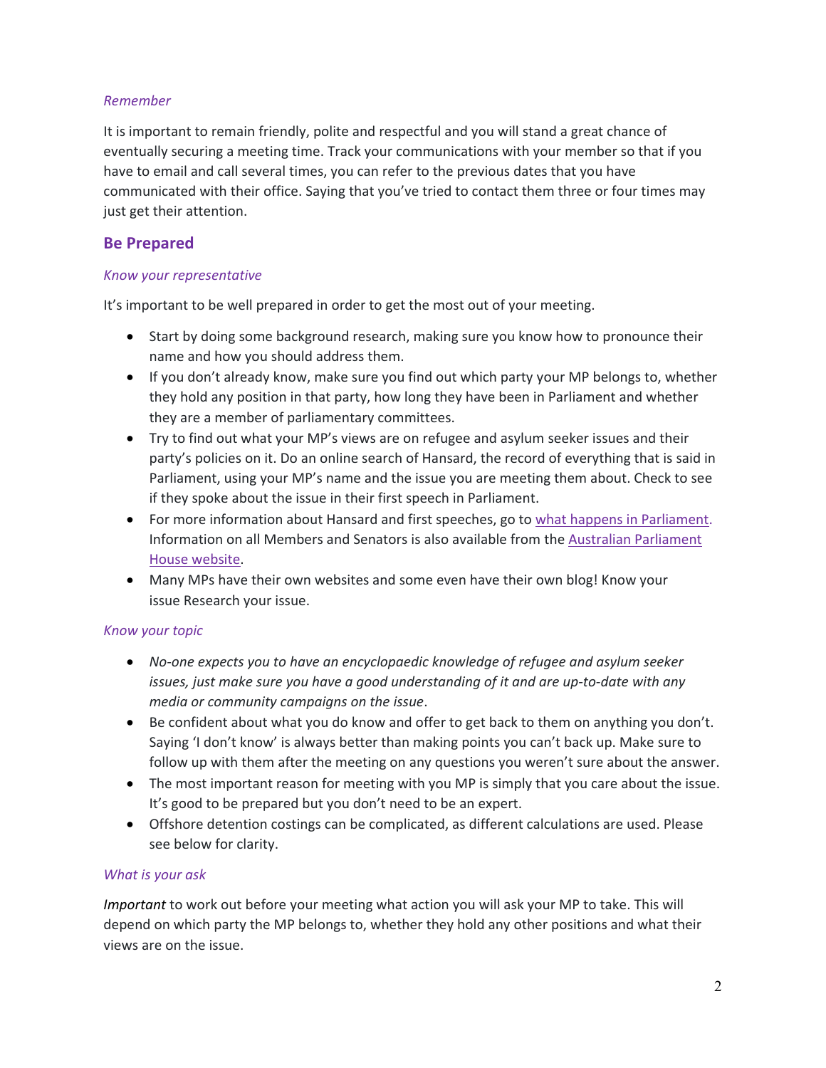*Remember*

It is important to remain friendly, polite and respectful and you will stand a great chance of eventually securing a meeting time. Track your communications with your member so that if you have to email and call several times, you can refer to the previous dates that you have communicated with their office. Saying that you've tried to contact them three or four times may just get their attention.

## Be Prepared

*Know your representative*

It's important to be well prepared in order to get the most out of your meeting.

- Start by doing some background research, making sure you know how to pronounce their name and how you should address them.
- If you don't already know, make sure you find out which party your MP belongs to, whether they hold any position in that party, how long they have been in Parliament and whether they are a member of parliamentary committees.
- Try to find out what your MP's views are on refugee and asylum seeker issues and their party's policies on it. Do an online search of Hansard, the record of everything that is said in Parliament, using your MP's name and the issue you are meeting them about. Check to see if they spoke about the issue in their first speech in Parliament.
- For more information about Hansard and first speeches, go to what happens in Parliament. Information on all Members and Senators is also available from the Australian Parliament House website.
- Many MPs have their own websites and some even have their own blog! Know your issue Research your issue.

*Know your topic*

- *No-one expects you to have an encyclopaedic knowledge of refugee and asylum seeker issues, just make sure you have a good understanding of it and are up-to-date with any media or community campaigns on the issue*.
- Be confident about what you do know and offer to get back to them on anything you don't. Saying 'I don't know' is always better than making points you can't back up. Make sure to follow up with them after the meeting on any questions you weren't sure about the answer.
- The most important reason for meeting with you MP is simply that you care about the issue. It's good to be prepared but you don't need to be an expert.
- Offshore detention costings can be complicated, as different calculations are used. Please see below for clarity.

*What is your ask*

*Important* to work out before your meeting what action you will ask your MP to take. This will depend on which party the MP belongs to, whether they hold any other positions and what their views are on the issue.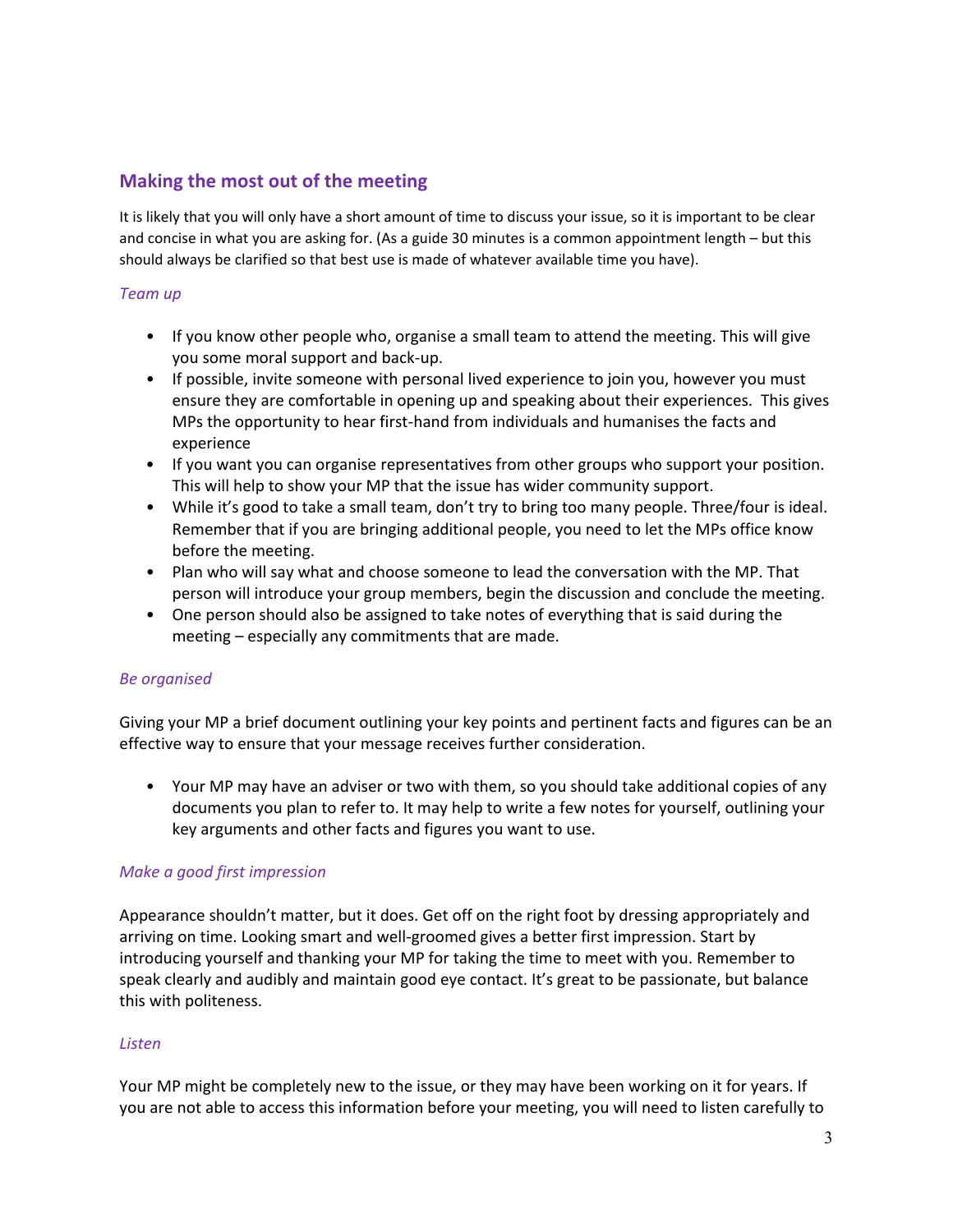## Making the most out of the meeting

It is likely that you will only have a short amount of time to discuss your issue, so it is important to be clear and concise in what you are asking for. (As a guide 30 minutes is a common appointment length – but this should always be clarified so that best use is made of whatever available time you have).

### *Team up*

- If you know other people who, organise a small team to attend the meeting. This will give you some moral support and back-up.
- If possible, invite someone with personal lived experience to join you, however you must ensure they are comfortable in opening up and speaking about their experiences. This gives MPs the opportunity to hear first-hand from individuals and humanises the facts and experience
- If you want you can organise representatives from other groups who support your position. This will help to show your MP that the issue has wider community support.
- While it's good to take a small team, don't try to bring too many people. Three/four is ideal. Remember that if you are bringing additional people, you need to let the MPs office know before the meeting.
- Plan who will say what and choose someone to lead the conversation with the MP. That person will introduce your group members, begin the discussion and conclude the meeting.
- One person should also be assigned to take notes of everything that is said during the meeting – especially any commitments that are made.

### *Be organised*

Giving your MP a brief document outlining your key points and pertinent facts and figures can be an effective way to ensure that your message receives further consideration.

- Your MP may have an adviser or two with them, so you should take additional copies of any documents you plan to refer to. It may help to write a few notes for yourself, outlining your key arguments and other facts and figures you want to use.

### *Make a good first impression*

Appearance shouldn't matter, but it does. Get off on the right foot by dressing appropriately and arriving on time. Looking smart and well-groomed gives a better first impression. Start by introducing yourself and thanking your MP for taking the time to meet with you. Remember to speak clearly and audibly and maintain good eye contact. It's great to be passionate, but balance this with politeness.

### *Listen*

Your MP might be completely new to the issue, or they may have been working on it for years. If you are not able to access this information before your meeting, you will need to listen carefully to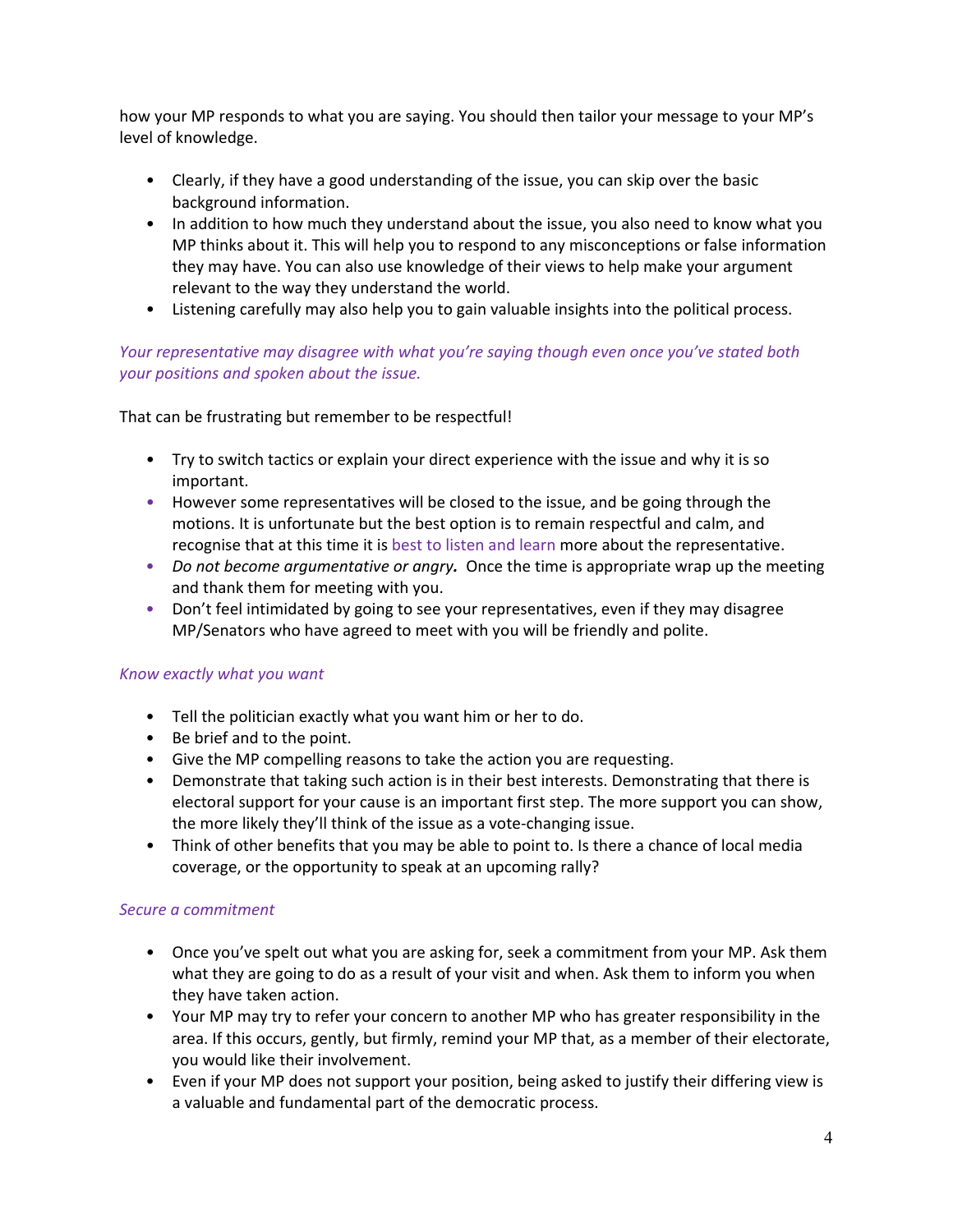how your MP responds to what you are saying. You should then tailor your message to your MP's level of knowledge.

- Clearly, if they have a good understanding of the issue, you can skip over the basic background information.
- In addition to how much they understand about the issue, you also need to know what you MP thinks about it. This will help you to respond to any misconceptions or false information they may have. You can also use knowledge of their views to help make your argument relevant to the way they understand the world.
- Listening carefully may also help you to gain valuable insights into the political process.

*Your representative may disagree with what you're saying though even once you've stated both your positions and spoken about the issue.*

That can be frustrating but remember to be respectful!

- Try to switch tactics or explain your direct experience with the issue and why it is so important.
- However some representatives will be closed to the issue, and be going through the motions. It is unfortunate but the best option is to remain respectful and calm, and recognise that at this time it is best to listen and learn more about the representative.
- ***Do not become argumentative or angry.*** Once the time is appropriate wrap up the meeting and thank them for meeting with you.
- Don't feel intimidated by going to see your representatives, even if they may disagree MP/Senators who have agreed to meet with you will be friendly and polite.

*Know exactly what you want*

- Tell the politician exactly what you want him or her to do.
- Be brief and to the point.
- Give the MP compelling reasons to take the action you are requesting.
- Demonstrate that taking such action is in their best interests. Demonstrating that there is electoral support for your cause is an important first step. The more support you can show, the more likely they'll think of the issue as a vote-changing issue.
- Think of other benefits that you may be able to point to. Is there a chance of local media coverage, or the opportunity to speak at an upcoming rally?

*Secure a commitment*

- Once you've spelt out what you are asking for, seek a commitment from your MP. Ask them what they are going to do as a result of your visit and when. Ask them to inform you when they have taken action.
- Your MP may try to refer your concern to another MP who has greater responsibility in the area. If this occurs, gently, but firmly, remind your MP that, as a member of their electorate, you would like their involvement.
- Even if your MP does not support your position, being asked to justify their differing view is a valuable and fundamental part of the democratic process.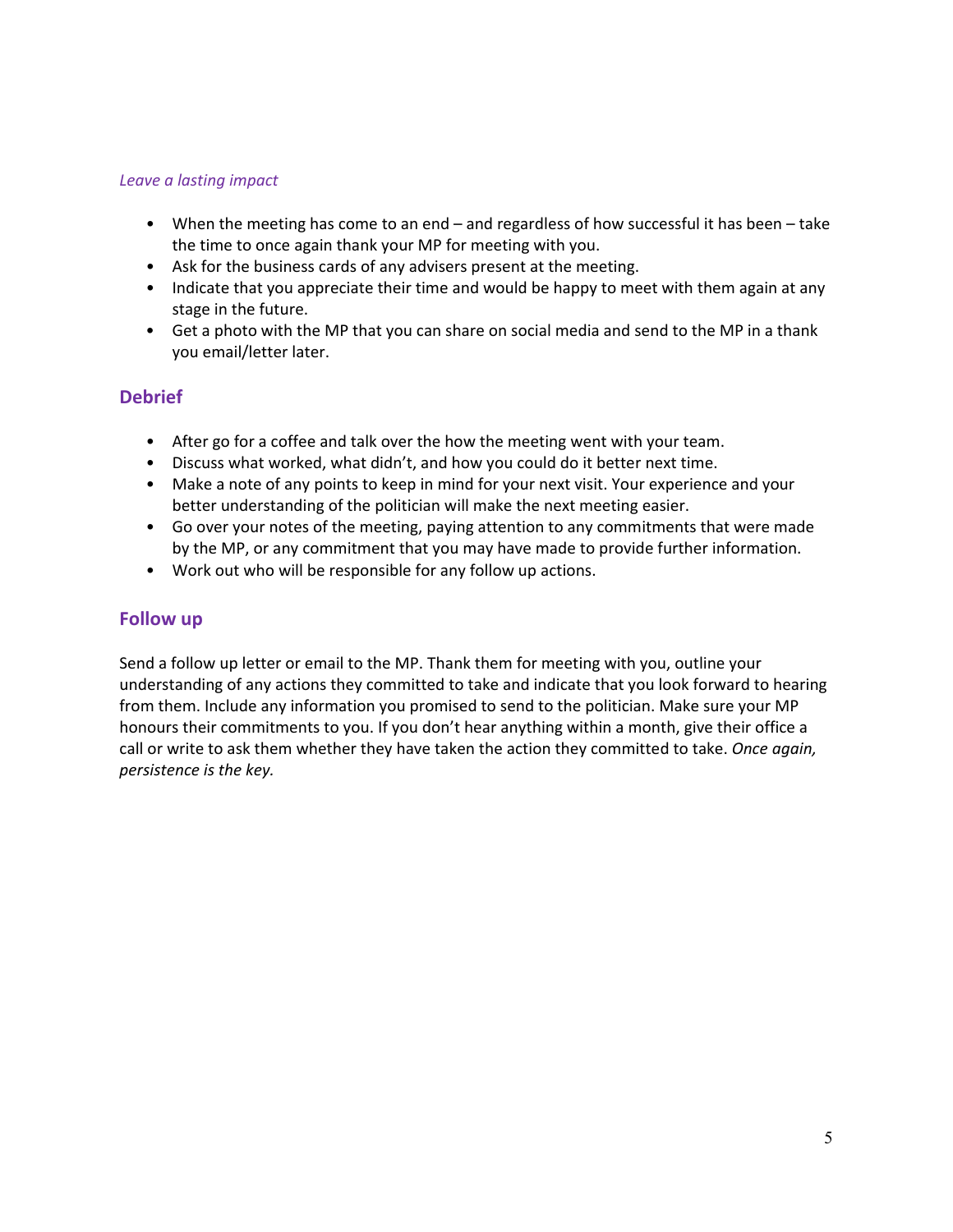*Leave a lasting impact*

- When the meeting has come to an end – and regardless of how successful it has been – take the time to once again thank your MP for meeting with you.
- Ask for the business cards of any advisers present at the meeting.
- Indicate that you appreciate their time and would be happy to meet with them again at any stage in the future.
- Get a photo with the MP that you can share on social media and send to the MP in a thank you email/letter later.

## Debrief

- After go for a coffee and talk over the how the meeting went with your team.
- Discuss what worked, what didn't, and how you could do it better next time.
- Make a note of any points to keep in mind for your next visit. Your experience and your better understanding of the politician will make the next meeting easier.
- Go over your notes of the meeting, paying attention to any commitments that were made by the MP, or any commitment that you may have made to provide further information.
- Work out who will be responsible for any follow up actions.

## Follow up

Send a follow up letter or email to the MP. Thank them for meeting with you, outline your understanding of any actions they committed to take and indicate that you look forward to hearing from them. Include any information you promised to send to the politician. Make sure your MP honours their commitments to you. If you don't hear anything within a month, give their office a call or write to ask them whether they have taken the action they committed to take. *Once again, persistence is the key.*